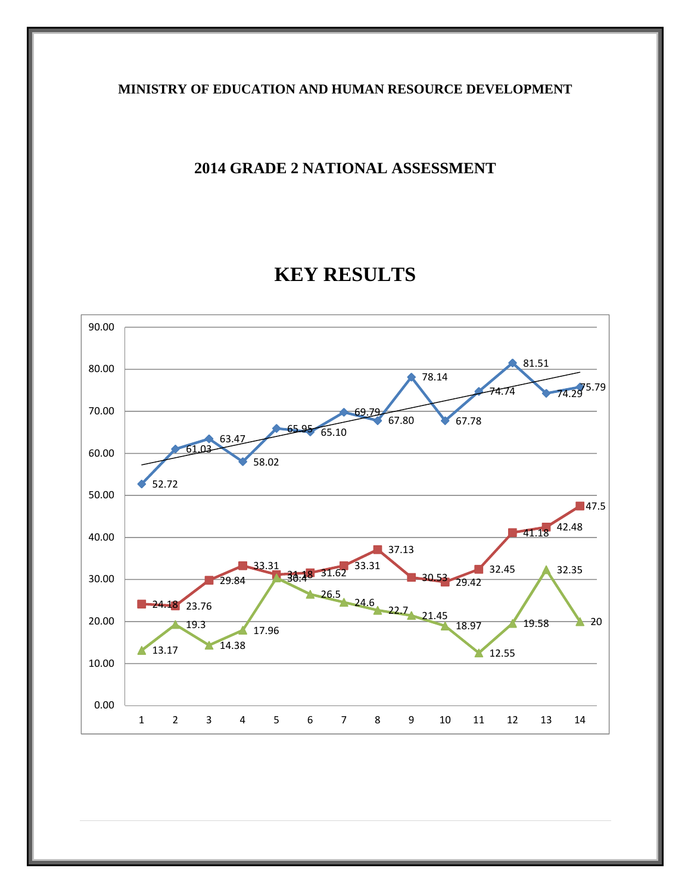**MINISTRY OF EDUCATION AND HUMAN RESOURCE DEVELOPMENT**

**2014 GRADE 2 NATIONAL ASSESSMENT**

# KEY RESULTS

| | 1 | 2 | 3 | 4 | 5 | 6 | 7 | 8 | 9 | 10 | 11 | 12 | 13 | 14 |
|---|---|---|---|---|---|---|---|---|---|---|---|---|---|---|
| Series 1 | 52.72 | 61.03 | 63.47 | 58.02 | 65.95 | 65.10 | 69.79 | 67.80 | 78.14 | 67.78 | 74.74 | 81.51 | 74.29 | 75.79 |
| Series 2 | 24.18 | 23.76 | 29.84 | 33.31 | 31.18 | 31.62 | 33.31 | 37.13 | 30.53 | 29.42 | 32.45 | 41.18 | 42.48 | 47.5 |
| Series 3 | 13.17 | 19.3 | 14.38 | 17.96 | 30.4 | 26.5 | 24.6 | 22.7 | 21.45 | 18.97 | 12.55 | 19.58 | 32.35 | 20 |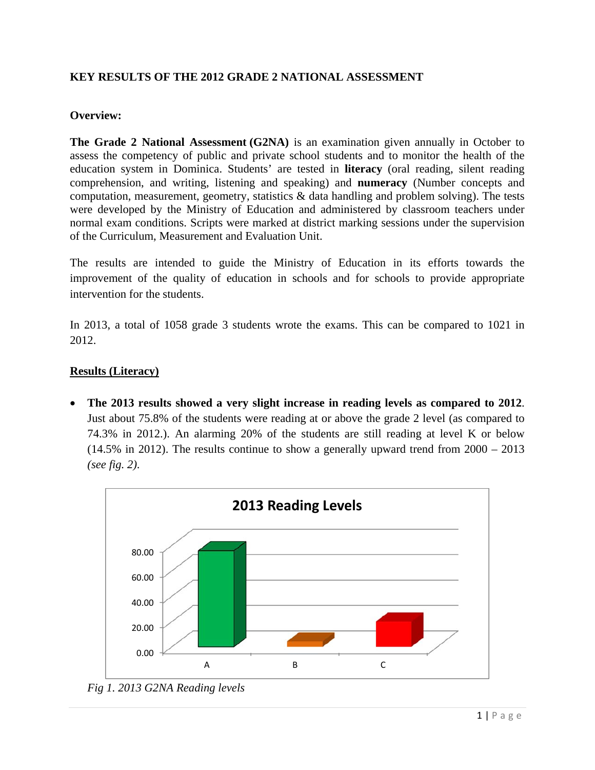**KEY RESULTS OF THE 2012 GRADE 2 NATIONAL ASSESSMENT**

**Overview:**

**The Grade 2 National Assessment (G2NA)** is an examination given annually in October to assess the competency of public and private school students and to monitor the health of the education system in Dominica. Students' are tested in **literacy** (oral reading, silent reading comprehension, and writing, listening and speaking) and **numeracy** (Number concepts and computation, measurement, geometry, statistics & data handling and problem solving). The tests were developed by the Ministry of Education and administered by classroom teachers under normal exam conditions. Scripts were marked at district marking sessions under the supervision of the Curriculum, Measurement and Evaluation Unit.

The results are intended to guide the Ministry of Education in its efforts towards the improvement of the quality of education in schools and for schools to provide appropriate intervention for the students.

In 2013, a total of 1058 grade 3 students wrote the exams. This can be compared to 1021 in 2012.

**Results (Literacy)**

- **The 2013 results showed a very slight increase in reading levels as compared to 2012**. Just about 75.8% of the students were reading at or above the grade 2 level (as compared to 74.3% in 2012.). An alarming 20% of the students are still reading at level K or below (14.5% in 2012). The results continue to show a generally upward trend from 2000 – 2013 *(see fig. 2)*.

*Fig 1. 2013 G2NA Reading levels*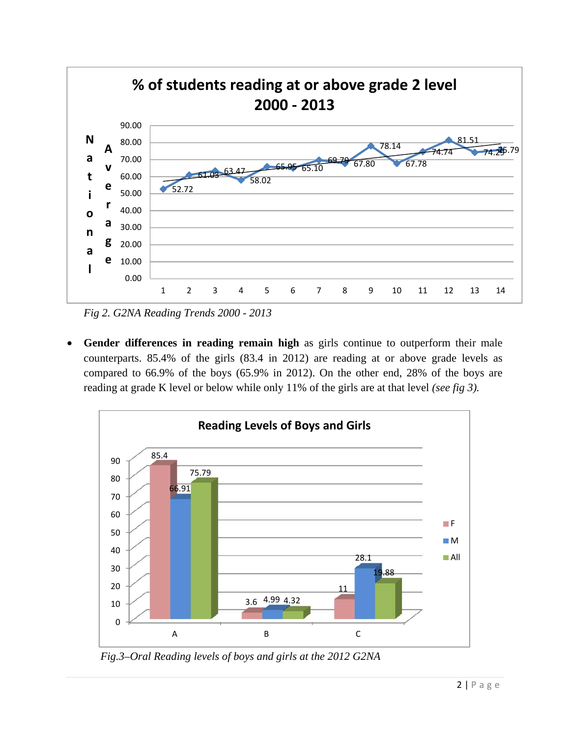**% of students reading at or above grade 2 level 2000 - 2013**

| Year | 1 | 2 | 3 | 4 | 5 | 6 | 7 | 8 | 9 | 10 | 11 | 12 | 13 | 14 |
|---|---|---|---|---|---|---|---|---|---|---|---|---|---|---|
| National Average | 52.72 | 61.03 | 63.47 | 58.02 | 65.95 | 65.10 | 69.79 | 67.80 | 78.14 | 67.78 | 74.74 | 81.51 | 74.29 | 75.79 |

*Fig 2. G2NA Reading Trends 2000 - 2013*

- **Gender differences in reading remain high** as girls continue to outperform their male counterparts. 85.4% of the girls (83.4 in 2012) are reading at or above grade levels as compared to 66.9% of the boys (65.9% in 2012). On the other end, 28% of the boys are reading at grade K level or below while only 11% of the girls are at that level *(see fig 3).*

**Reading Levels of Boys and Girls**

| | F | M | All |
|---|---|---|---|
| A | 85.4 | 66.91 | 75.79 |
| B | 3.6 | 4.99 | 4.32 |
| C | 11 | 28.1 | 19.88 |

*Fig.3–Oral Reading levels of boys and girls at the 2012 G2NA*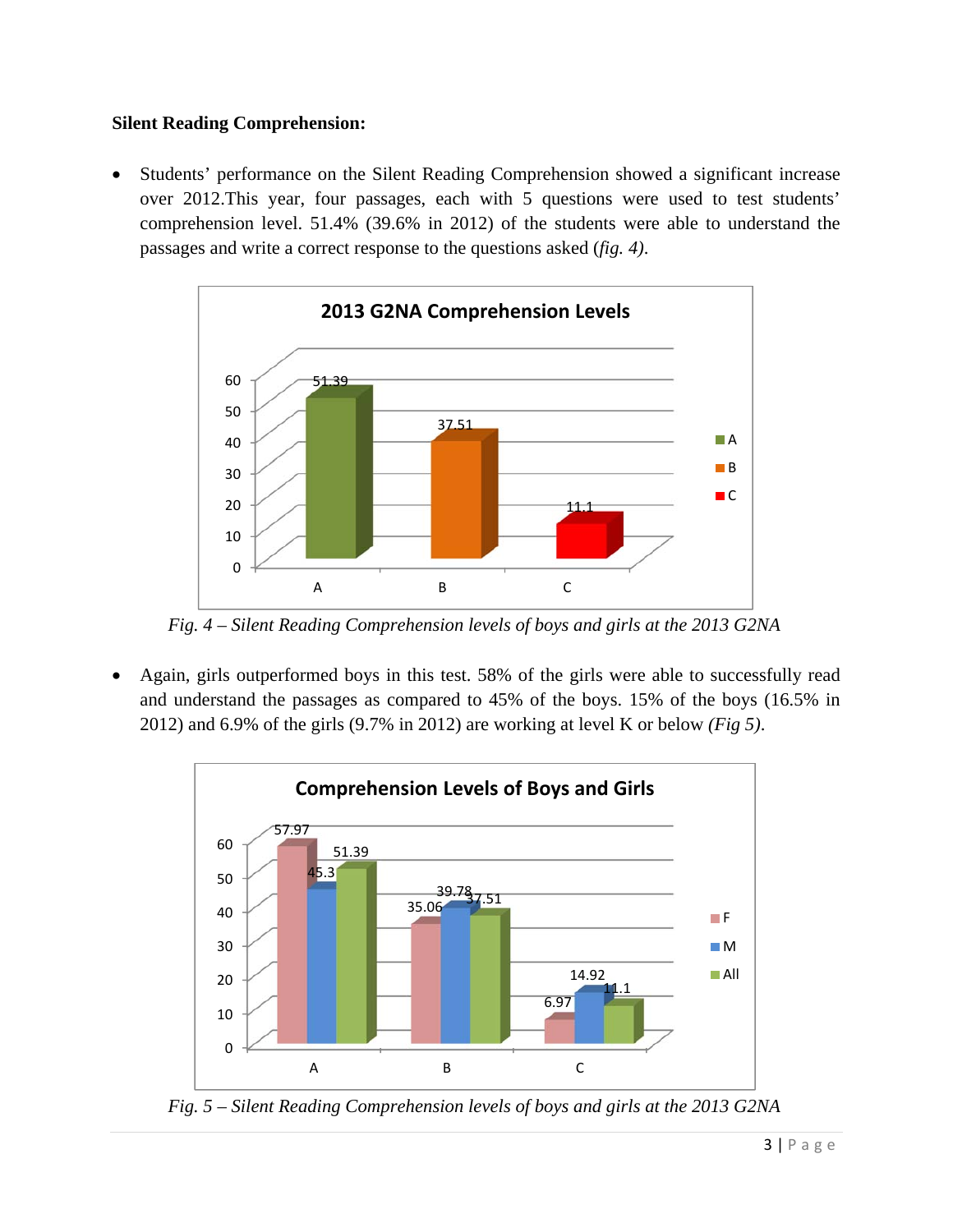**Silent Reading Comprehension:**

- Students' performance on the Silent Reading Comprehension showed a significant increase over 2012.This year, four passages, each with 5 questions were used to test students' comprehension level. 51.4% (39.6% in 2012) of the students were able to understand the passages and write a correct response to the questions asked (*fig. 4)*.

**2013 G2NA Comprehension Levels**

| Level | Value |
|---|---|
| A | 51.39 |
| B | 37.51 |
| C | 11.1 |

*Fig. 4 – Silent Reading Comprehension levels of boys and girls at the 2013 G2NA*

- Again, girls outperformed boys in this test. 58% of the girls were able to successfully read and understand the passages as compared to 45% of the boys. 15% of the boys (16.5% in 2012) and 6.9% of the girls (9.7% in 2012) are working at level K or below *(Fig 5)*.

**Comprehension Levels of Boys and Girls**

| Level | F | M | All |
|---|---|---|---|
| A | 57.97 | 45.3 | 51.39 |
| B | 35.06 | 39.78 | 37.51 |
| C | 6.97 | 14.92 | 11.1 |

*Fig. 5 – Silent Reading Comprehension levels of boys and girls at the 2013 G2NA*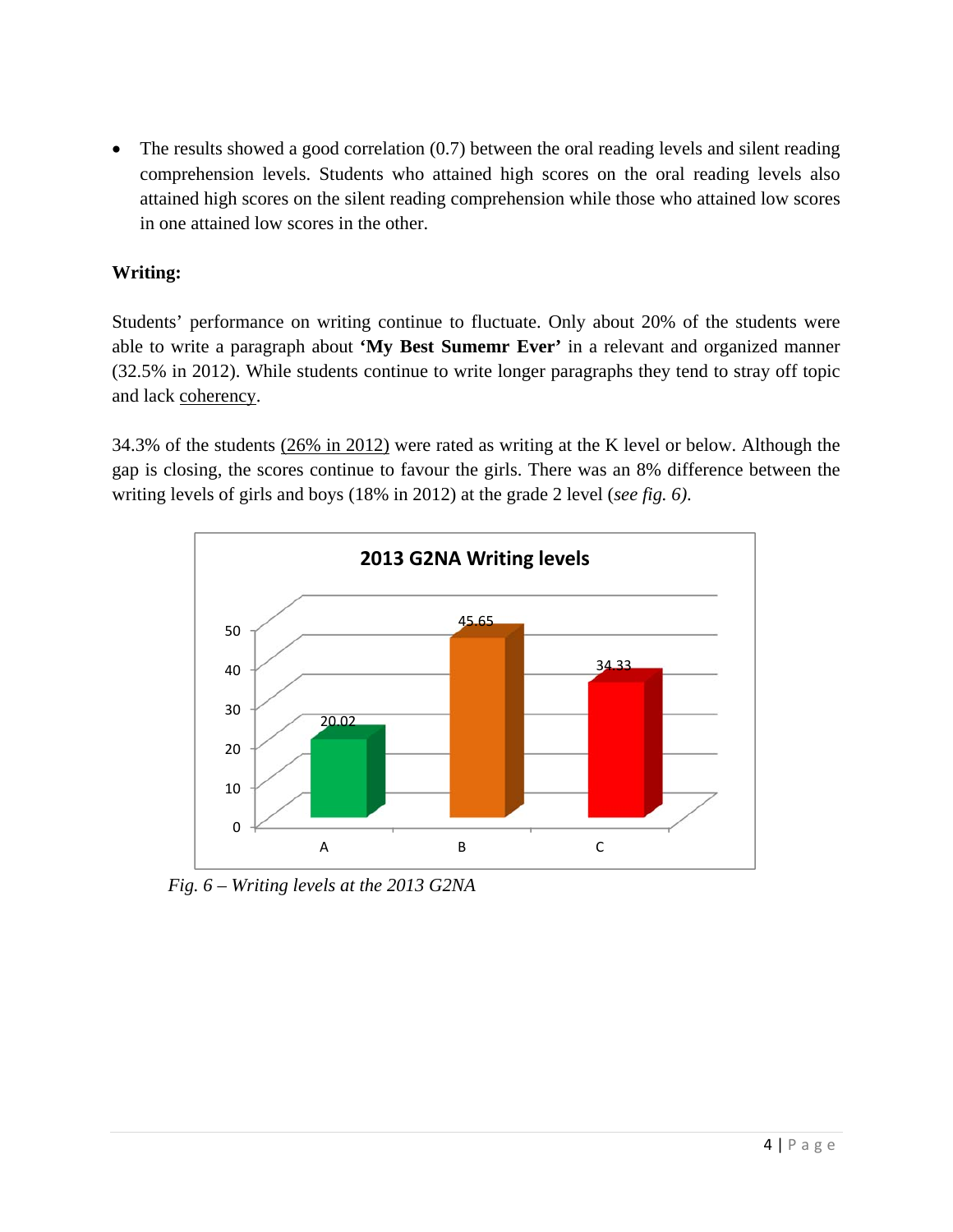- The results showed a good correlation (0.7) between the oral reading levels and silent reading comprehension levels. Students who attained high scores on the oral reading levels also attained high scores on the silent reading comprehension while those who attained low scores in one attained low scores in the other.

**Writing:**

Students' performance on writing continue to fluctuate. Only about 20% of the students were able to write a paragraph about **'My Best Sumemr Ever'** in a relevant and organized manner (32.5% in 2012). While students continue to write longer paragraphs they tend to stray off topic and lack coherency.

34.3% of the students (26% in 2012) were rated as writing at the K level or below. Although the gap is closing, the scores continue to favour the girls. There was an 8% difference between the writing levels of girls and boys (18% in 2012) at the grade 2 level (*see fig. 6).*

**2013 G2NA Writing levels**

| | A | B | C |
|---|---|---|---|
| Value | 20.02 | 45.65 | 34.33 |

*Fig. 6 – Writing levels at the 2013 G2NA*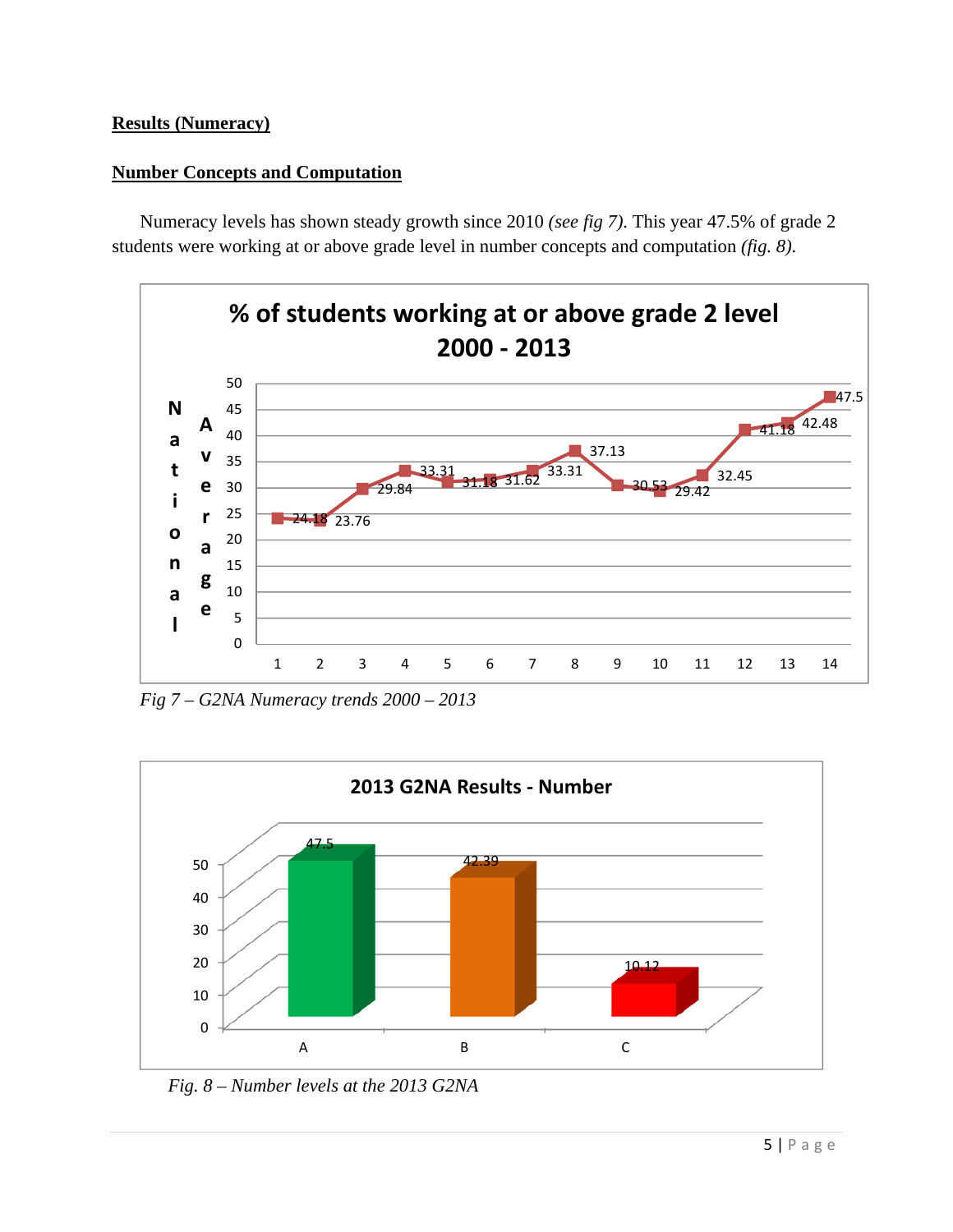**Results (Numeracy)**

**Number Concepts and Computation**

Numeracy levels has shown steady growth since 2010 *(see fig 7)*. This year 47.5% of grade 2 students were working at or above grade level in number concepts and computation *(fig. 8)*.

*Fig 7 – G2NA Numeracy trends 2000 – 2013*

*Fig. 8 – Number levels at the 2013 G2NA*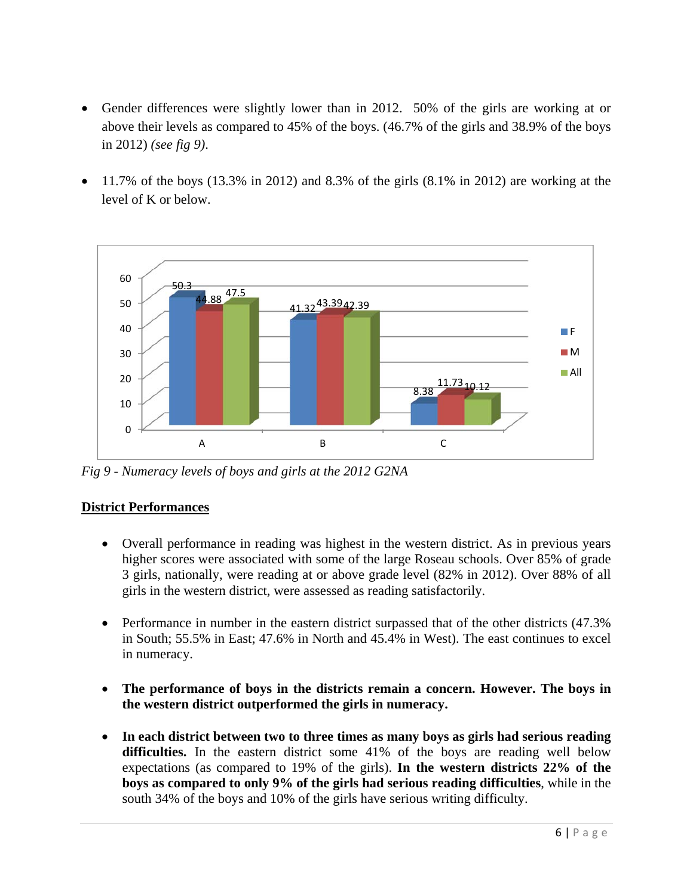- Gender differences were slightly lower than in 2012. 50% of the girls are working at or above their levels as compared to 45% of the boys. (46.7% of the girls and 38.9% of the boys in 2012) *(see fig 9)*.

- 11.7% of the boys (13.3% in 2012) and 8.3% of the girls (8.1% in 2012) are working at the level of K or below.

| | F | M | All |
|---|---|---|---|
| A | 50.3 | 44.88 | 47.5 |
| B | 41.32 | 43.39 | 42.39 |
| C | 8.38 | 11.73 | 10.12 |

*Fig 9 - Numeracy levels of boys and girls at the 2012 G2NA*

## District Performances

- Overall performance in reading was highest in the western district. As in previous years higher scores were associated with some of the large Roseau schools. Over 85% of grade 3 girls, nationally, were reading at or above grade level (82% in 2012). Over 88% of all girls in the western district, were assessed as reading satisfactorily.

- Performance in number in the eastern district surpassed that of the other districts (47.3% in South; 55.5% in East; 47.6% in North and 45.4% in West). The east continues to excel in numeracy.

- **The performance of boys in the districts remain a concern. However. The boys in the western district outperformed the girls in numeracy.**

- **In each district between two to three times as many boys as girls had serious reading difficulties.** In the eastern district some 41% of the boys are reading well below expectations (as compared to 19% of the girls). **In the western districts 22% of the boys as compared to only 9% of the girls had serious reading difficulties**, while in the south 34% of the boys and 10% of the girls have serious writing difficulty.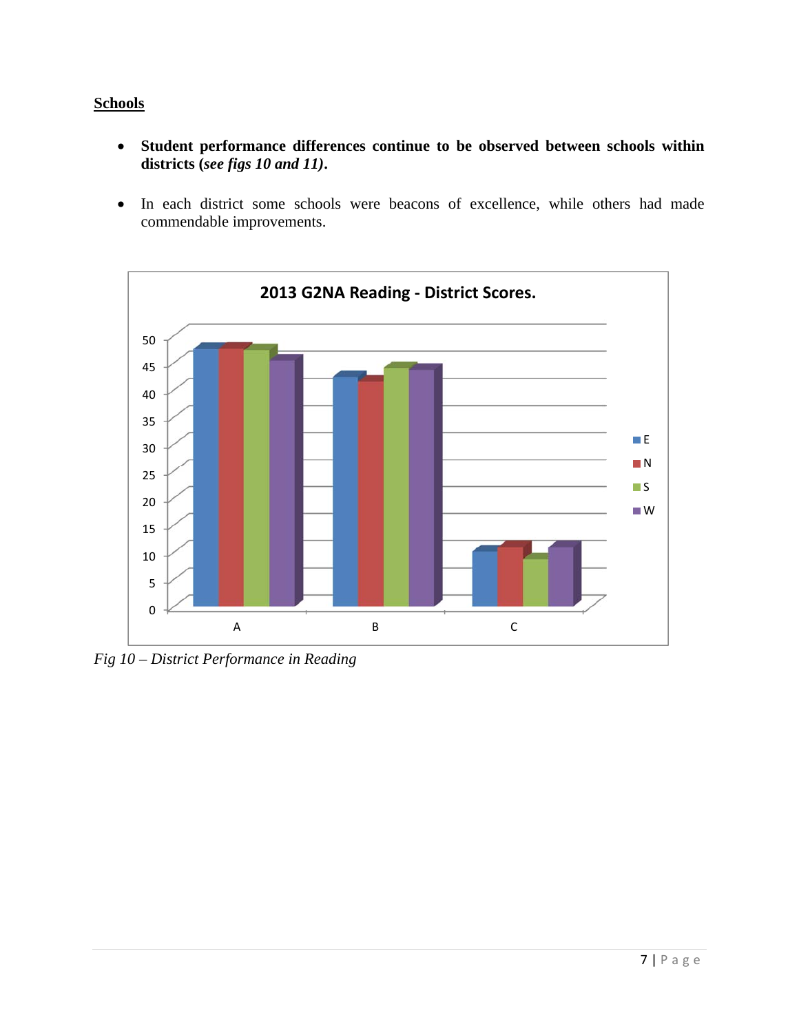## Schools

- **Student performance differences continue to be observed between schools within districts (*see figs 10 and 11*).**
- In each district some schools were beacons of excellence, while others had made commendable improvements.

*Fig 10 – District Performance in Reading*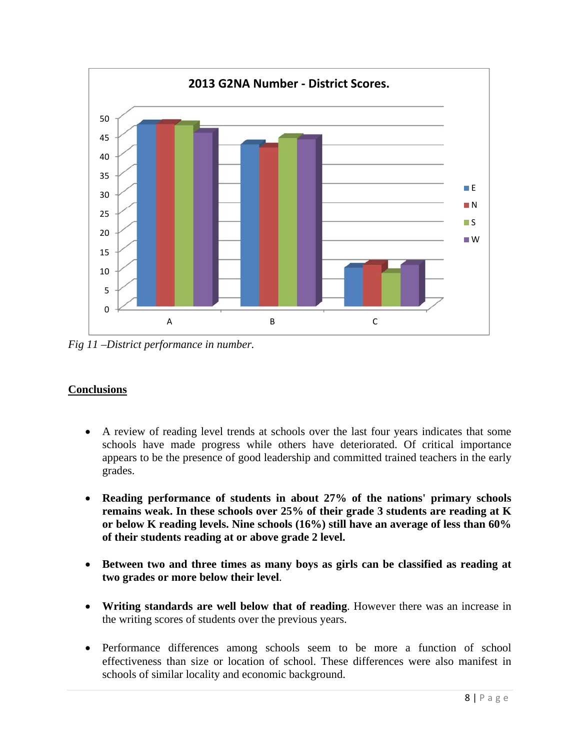*Fig 11 –District performance in number.*

## Conclusions

- A review of reading level trends at schools over the last four years indicates that some schools have made progress while others have deteriorated. Of critical importance appears to be the presence of good leadership and committed trained teachers in the early grades.

- **Reading performance of students in about 27% of the nations' primary schools remains weak. In these schools over 25% of their grade 3 students are reading at K or below K reading levels. Nine schools (16%) still have an average of less than 60% of their students reading at or above grade 2 level.**

- **Between two and three times as many boys as girls can be classified as reading at two grades or more below their level**.

- **Writing standards are well below that of reading**. However there was an increase in the writing scores of students over the previous years.

- Performance differences among schools seem to be more a function of school effectiveness than size or location of school. These differences were also manifest in schools of similar locality and economic background.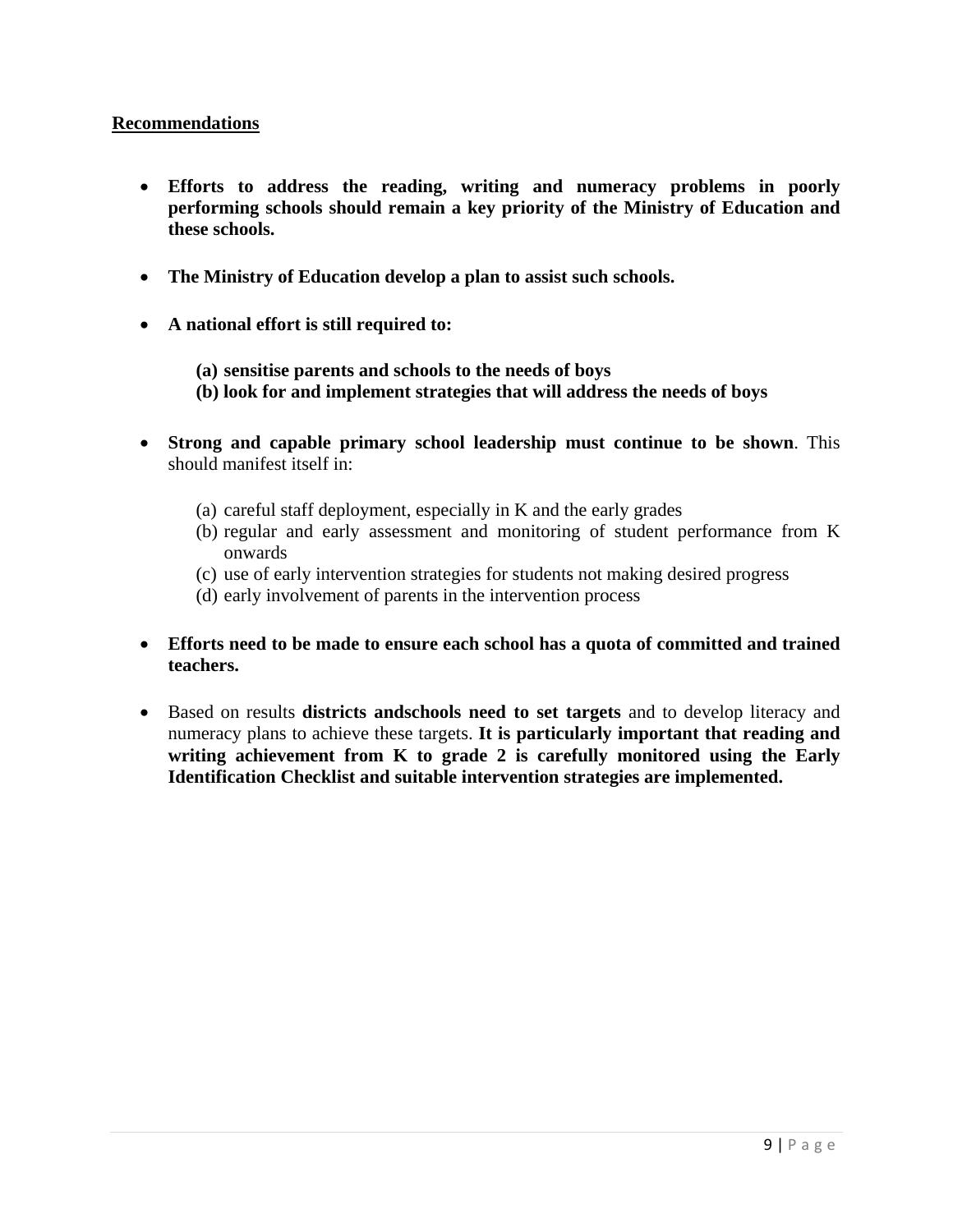**Recommendations**

- **Efforts to address the reading, writing and numeracy problems in poorly performing schools should remain a key priority of the Ministry of Education and these schools.**

- **The Ministry of Education develop a plan to assist such schools.**

- **A national effort is still required to:**

  **(a) sensitise parents and schools to the needs of boys**
  **(b) look for and implement strategies that will address the needs of boys**

- **Strong and capable primary school leadership must continue to be shown**. This should manifest itself in:

  (a) careful staff deployment, especially in K and the early grades
  (b) regular and early assessment and monitoring of student performance from K onwards
  (c) use of early intervention strategies for students not making desired progress
  (d) early involvement of parents in the intervention process

- **Efforts need to be made to ensure each school has a quota of committed and trained teachers.**

- Based on results **districts andschools need to set targets** and to develop literacy and numeracy plans to achieve these targets. **It is particularly important that reading and writing achievement from K to grade 2 is carefully monitored using the Early Identification Checklist and suitable intervention strategies are implemented.**